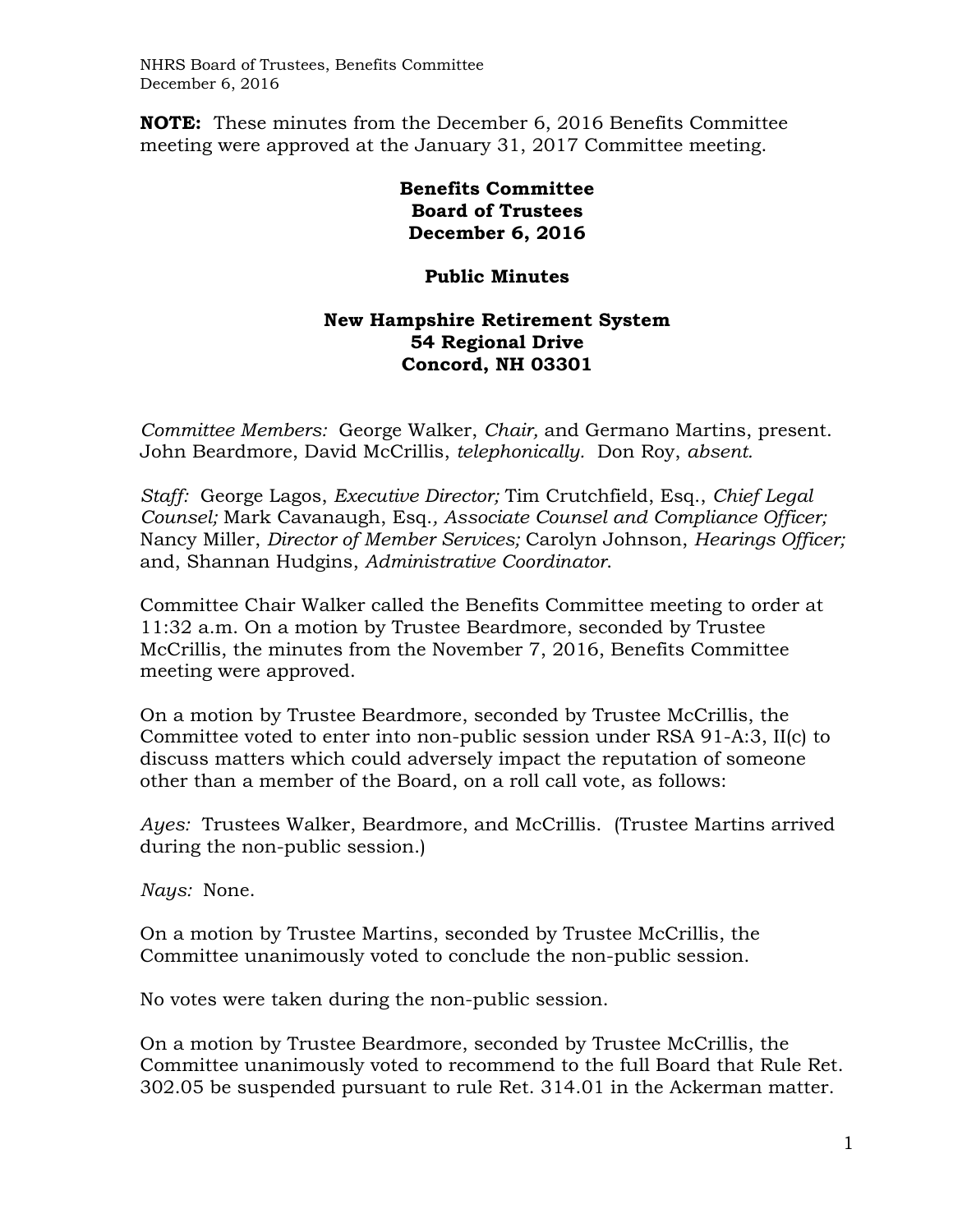**NOTE:** These minutes from the December 6, 2016 Benefits Committee meeting were approved at the January 31, 2017 Committee meeting.

**Benefits Committee**
**Board of Trustees**
**December 6, 2016**

**Public Minutes**

**New Hampshire Retirement System**
**54 Regional Drive**
**Concord, NH 03301**

*Committee Members:* George Walker, *Chair,* and Germano Martins, present. John Beardmore, David McCrillis, *telephonically.* Don Roy, *absent.*

*Staff:* George Lagos, *Executive Director;* Tim Crutchfield, Esq., *Chief Legal Counsel;* Mark Cavanaugh, Esq.*, Associate Counsel and Compliance Officer;* Nancy Miller, *Director of Member Services;* Carolyn Johnson, *Hearings Officer;* and, Shannan Hudgins, *Administrative Coordinator*.

Committee Chair Walker called the Benefits Committee meeting to order at 11:32 a.m. On a motion by Trustee Beardmore, seconded by Trustee McCrillis, the minutes from the November 7, 2016, Benefits Committee meeting were approved.

On a motion by Trustee Beardmore, seconded by Trustee McCrillis, the Committee voted to enter into non-public session under RSA 91-A:3, II(c) to discuss matters which could adversely impact the reputation of someone other than a member of the Board, on a roll call vote, as follows:

*Ayes:* Trustees Walker, Beardmore, and McCrillis. (Trustee Martins arrived during the non-public session.)

*Nays:* None.

On a motion by Trustee Martins, seconded by Trustee McCrillis, the Committee unanimously voted to conclude the non-public session.

No votes were taken during the non-public session.

On a motion by Trustee Beardmore, seconded by Trustee McCrillis, the Committee unanimously voted to recommend to the full Board that Rule Ret. 302.05 be suspended pursuant to rule Ret. 314.01 in the Ackerman matter.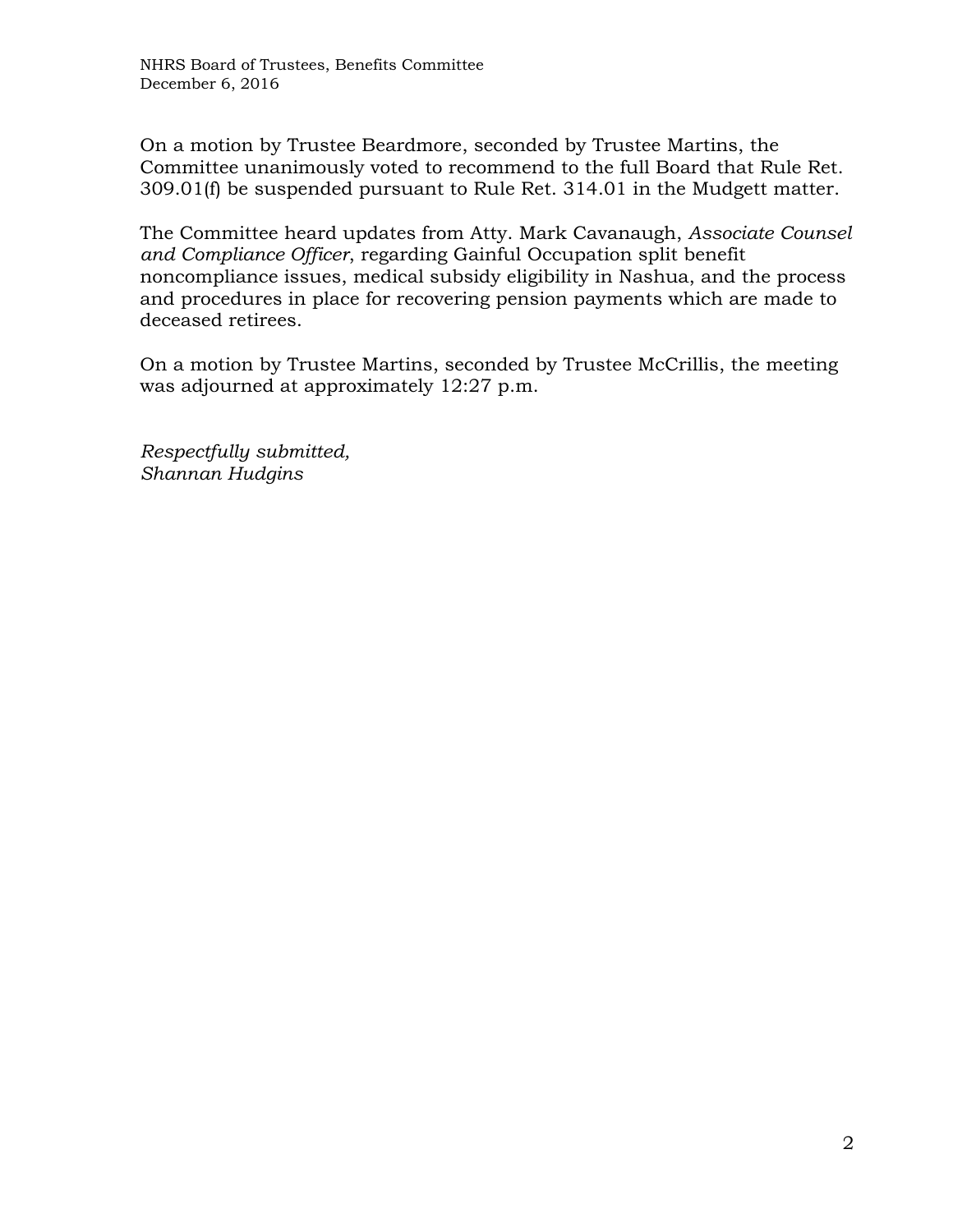On a motion by Trustee Beardmore, seconded by Trustee Martins, the Committee unanimously voted to recommend to the full Board that Rule Ret. 309.01(f) be suspended pursuant to Rule Ret. 314.01 in the Mudgett matter.

The Committee heard updates from Atty. Mark Cavanaugh, *Associate Counsel and Compliance Officer*, regarding Gainful Occupation split benefit noncompliance issues, medical subsidy eligibility in Nashua, and the process and procedures in place for recovering pension payments which are made to deceased retirees.

On a motion by Trustee Martins, seconded by Trustee McCrillis, the meeting was adjourned at approximately 12:27 p.m.

*Respectfully submitted,*
*Shannan Hudgins*